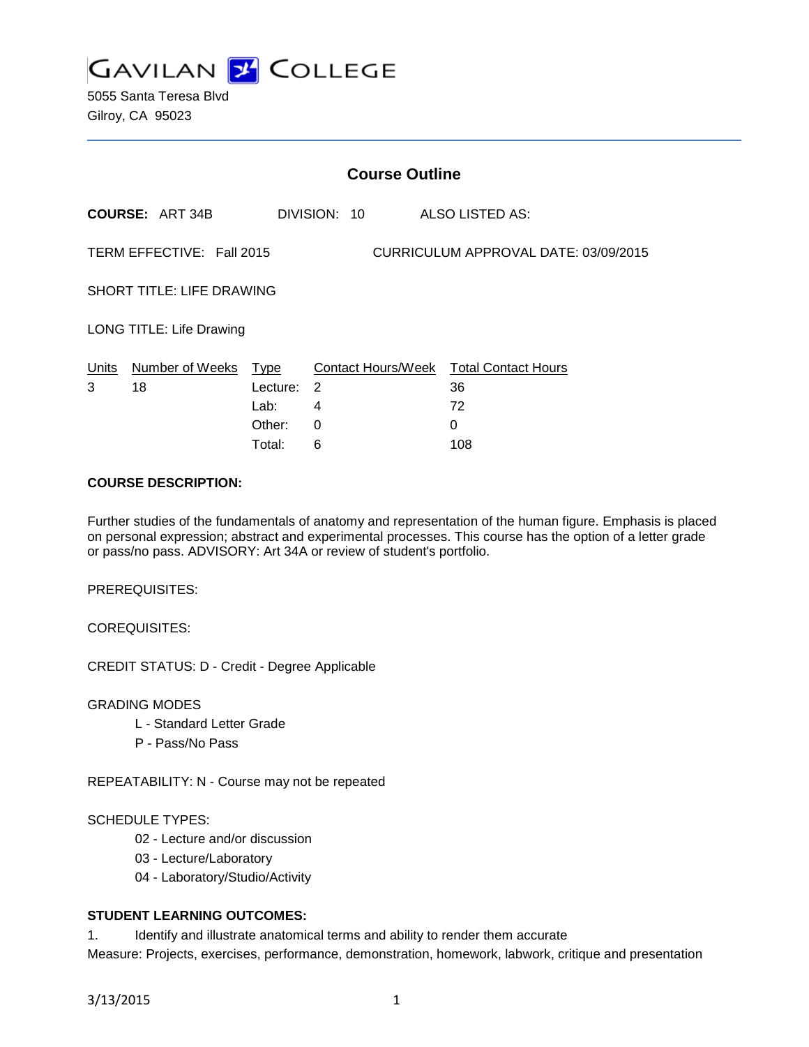# GAVILAN COLLEGE

5055 Santa Teresa Blvd
Gilroy, CA 95023

## Course Outline

**COURSE:** ART 34B DIVISION: 10 ALSO LISTED AS:

TERM EFFECTIVE: Fall 2015 CURRICULUM APPROVAL DATE: 03/09/2015

SHORT TITLE: LIFE DRAWING

LONG TITLE: Life Drawing

| Units | Number of Weeks | Type | Contact Hours/Week | Total Contact Hours |
|---|---|---|---|---|
| 3 | 18 | Lecture: | 2 | 36 |
| | | Lab: | 4 | 72 |
| | | Other: | 0 | 0 |
| | | Total: | 6 | 108 |

**COURSE DESCRIPTION:**

Further studies of the fundamentals of anatomy and representation of the human figure. Emphasis is placed on personal expression; abstract and experimental processes. This course has the option of a letter grade or pass/no pass. ADVISORY: Art 34A or review of student's portfolio.

PREREQUISITES:

COREQUISITES:

CREDIT STATUS: D - Credit - Degree Applicable

GRADING MODES

- L - Standard Letter Grade
- P - Pass/No Pass

REPEATABILITY: N - Course may not be repeated

SCHEDULE TYPES:

- 02 - Lecture and/or discussion
- 03 - Lecture/Laboratory
- 04 - Laboratory/Studio/Activity

**STUDENT LEARNING OUTCOMES:**

1. Identify and illustrate anatomical terms and ability to render them accurate

Measure: Projects, exercises, performance, demonstration, homework, labwork, critique and presentation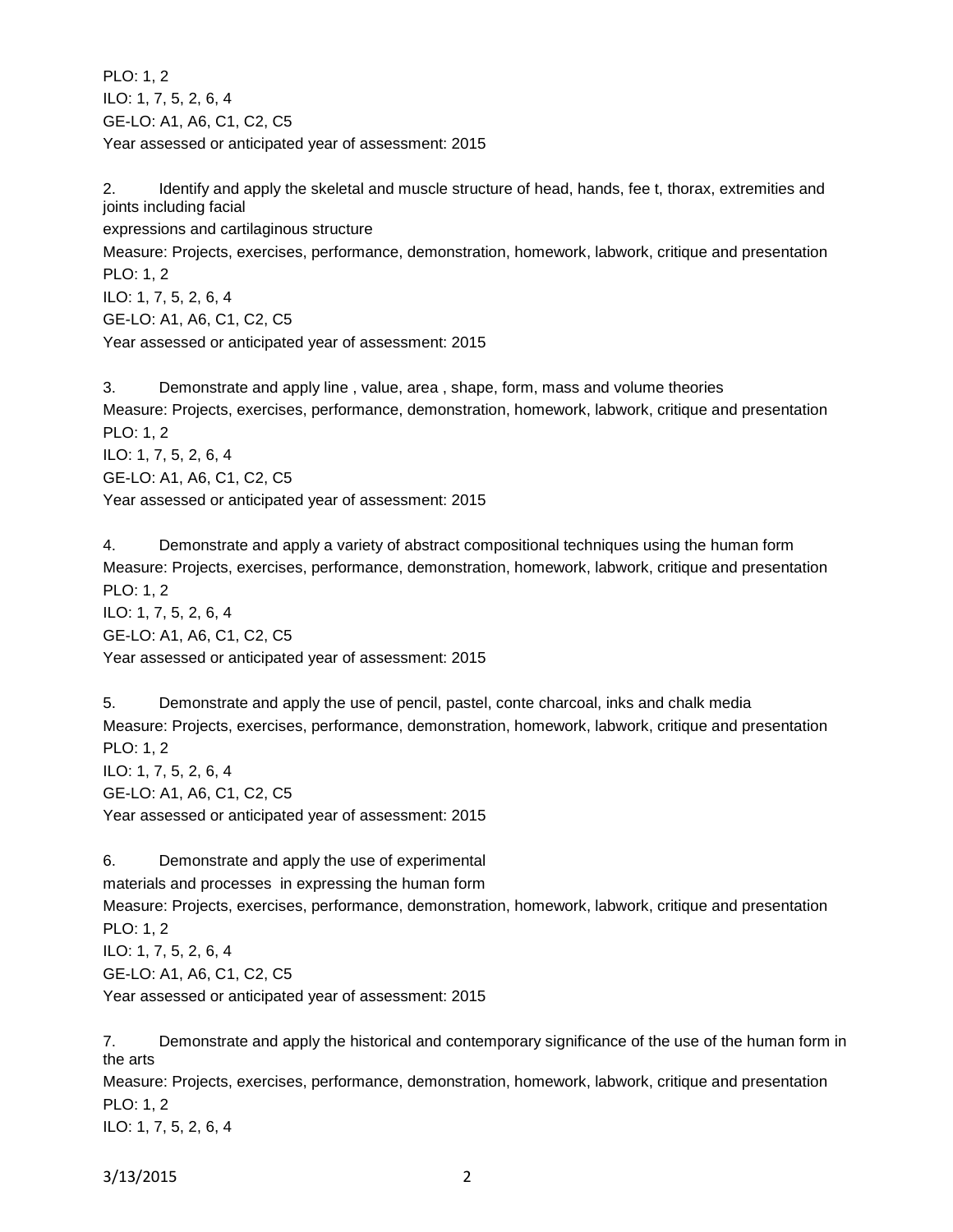PLO: 1, 2
ILO: 1, 7, 5, 2, 6, 4
GE-LO: A1, A6, C1, C2, C5
Year assessed or anticipated year of assessment: 2015

2. Identify and apply the skeletal and muscle structure of head, hands, fee t, thorax, extremities and joints including facial
expressions and cartilaginous structure
Measure: Projects, exercises, performance, demonstration, homework, labwork, critique and presentation
PLO: 1, 2
ILO: 1, 7, 5, 2, 6, 4
GE-LO: A1, A6, C1, C2, C5
Year assessed or anticipated year of assessment: 2015

3. Demonstrate and apply line , value, area , shape, form, mass and volume theories
Measure: Projects, exercises, performance, demonstration, homework, labwork, critique and presentation
PLO: 1, 2
ILO: 1, 7, 5, 2, 6, 4
GE-LO: A1, A6, C1, C2, C5
Year assessed or anticipated year of assessment: 2015

4. Demonstrate and apply a variety of abstract compositional techniques using the human form
Measure: Projects, exercises, performance, demonstration, homework, labwork, critique and presentation
PLO: 1, 2
ILO: 1, 7, 5, 2, 6, 4
GE-LO: A1, A6, C1, C2, C5
Year assessed or anticipated year of assessment: 2015

5. Demonstrate and apply the use of pencil, pastel, conte charcoal, inks and chalk media
Measure: Projects, exercises, performance, demonstration, homework, labwork, critique and presentation
PLO: 1, 2
ILO: 1, 7, 5, 2, 6, 4
GE-LO: A1, A6, C1, C2, C5
Year assessed or anticipated year of assessment: 2015

6. Demonstrate and apply the use of experimental
materials and processes in expressing the human form
Measure: Projects, exercises, performance, demonstration, homework, labwork, critique and presentation
PLO: 1, 2
ILO: 1, 7, 5, 2, 6, 4
GE-LO: A1, A6, C1, C2, C5
Year assessed or anticipated year of assessment: 2015

7. Demonstrate and apply the historical and contemporary significance of the use of the human form in the arts
Measure: Projects, exercises, performance, demonstration, homework, labwork, critique and presentation
PLO: 1, 2
ILO: 1, 7, 5, 2, 6, 4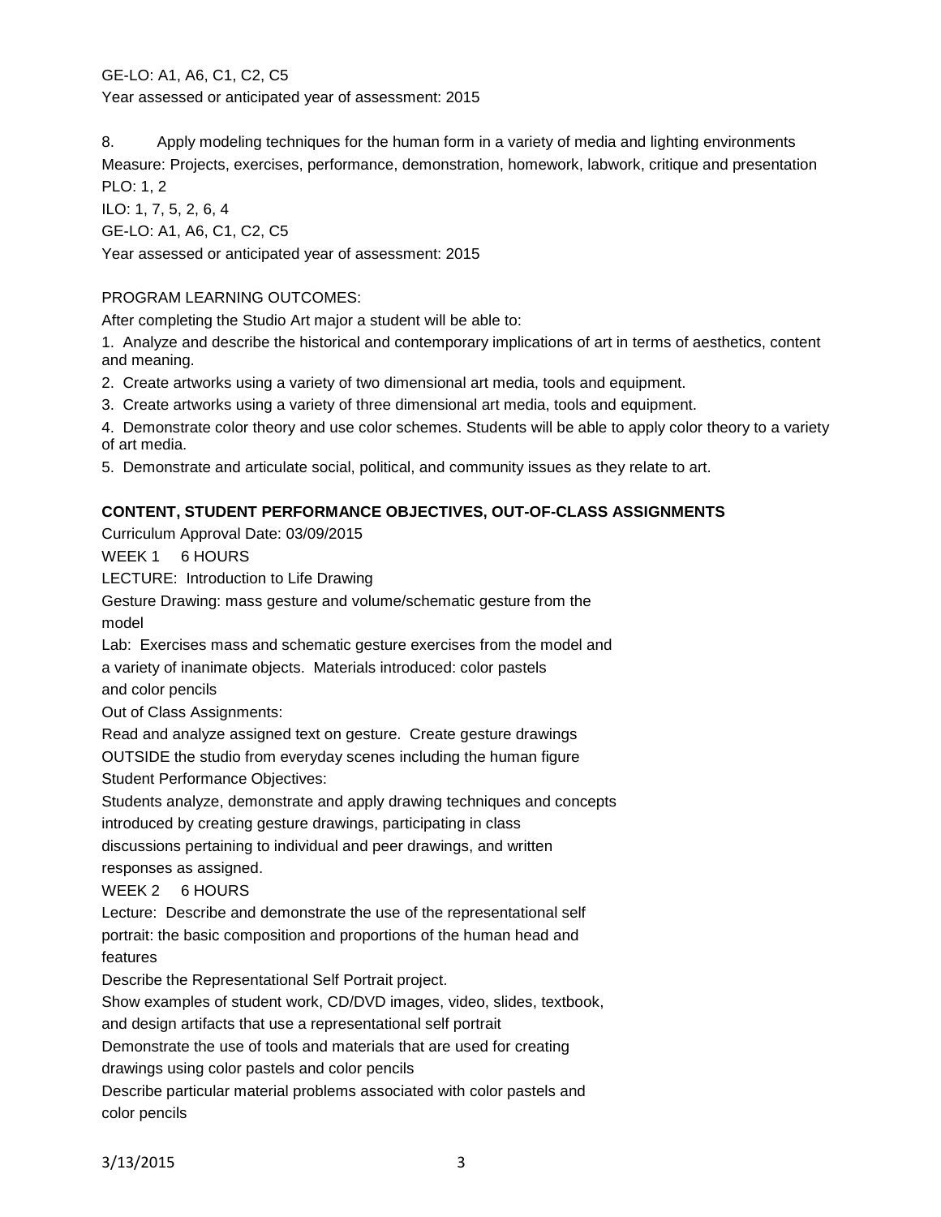GE-LO: A1, A6, C1, C2, C5

Year assessed or anticipated year of assessment: 2015

8. Apply modeling techniques for the human form in a variety of media and lighting environments

Measure: Projects, exercises, performance, demonstration, homework, labwork, critique and presentation

PLO: 1, 2

ILO: 1, 7, 5, 2, 6, 4

GE-LO: A1, A6, C1, C2, C5

Year assessed or anticipated year of assessment: 2015

PROGRAM LEARNING OUTCOMES:

After completing the Studio Art major a student will be able to:

1. Analyze and describe the historical and contemporary implications of art in terms of aesthetics, content and meaning.
2. Create artworks using a variety of two dimensional art media, tools and equipment.
3. Create artworks using a variety of three dimensional art media, tools and equipment.
4. Demonstrate color theory and use color schemes. Students will be able to apply color theory to a variety of art media.
5. Demonstrate and articulate social, political, and community issues as they relate to art.

**CONTENT, STUDENT PERFORMANCE OBJECTIVES, OUT-OF-CLASS ASSIGNMENTS**

Curriculum Approval Date: 03/09/2015

WEEK 1 6 HOURS

LECTURE: Introduction to Life Drawing

Gesture Drawing: mass gesture and volume/schematic gesture from the model

Lab: Exercises mass and schematic gesture exercises from the model and a variety of inanimate objects. Materials introduced: color pastels and color pencils

Out of Class Assignments:

Read and analyze assigned text on gesture. Create gesture drawings OUTSIDE the studio from everyday scenes including the human figure

Student Performance Objectives:

Students analyze, demonstrate and apply drawing techniques and concepts introduced by creating gesture drawings, participating in class discussions pertaining to individual and peer drawings, and written responses as assigned.

WEEK 2 6 HOURS

Lecture: Describe and demonstrate the use of the representational self portrait: the basic composition and proportions of the human head and features

Describe the Representational Self Portrait project.

Show examples of student work, CD/DVD images, video, slides, textbook, and design artifacts that use a representational self portrait

Demonstrate the use of tools and materials that are used for creating drawings using color pastels and color pencils

Describe particular material problems associated with color pastels and color pencils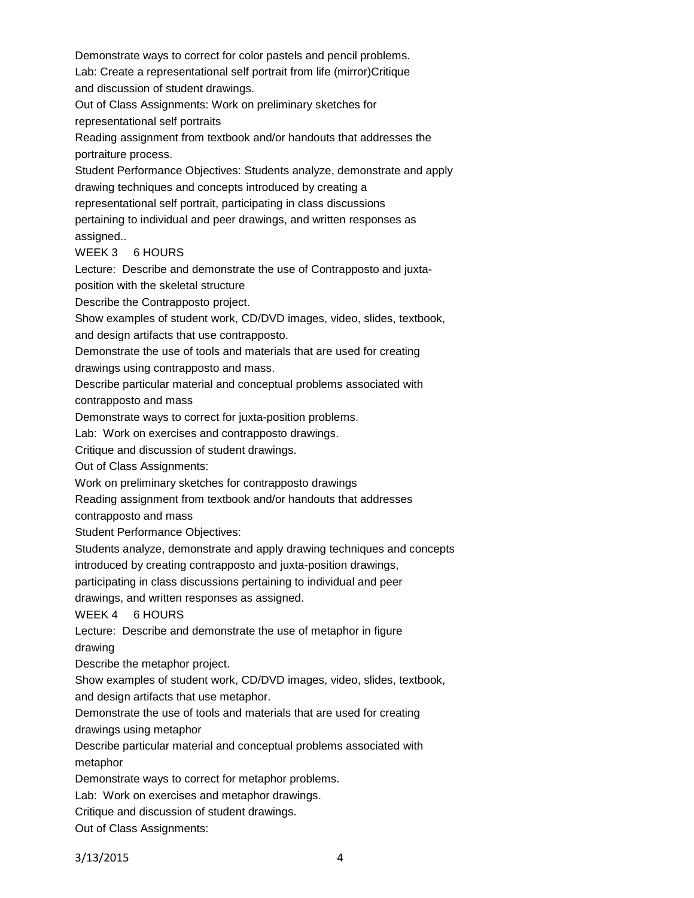Demonstrate ways to correct for color pastels and pencil problems.

Lab: Create a representational self portrait from life (mirror)Critique and discussion of student drawings.

Out of Class Assignments: Work on preliminary sketches for representational self portraits

Reading assignment from textbook and/or handouts that addresses the portraiture process.

Student Performance Objectives: Students analyze, demonstrate and apply drawing techniques and concepts introduced by creating a representational self portrait, participating in class discussions pertaining to individual and peer drawings, and written responses as assigned..

WEEK 3 6 HOURS

Lecture: Describe and demonstrate the use of Contrapposto and juxta-position with the skeletal structure

Describe the Contrapposto project.

Show examples of student work, CD/DVD images, video, slides, textbook, and design artifacts that use contrapposto.

Demonstrate the use of tools and materials that are used for creating drawings using contrapposto and mass.

Describe particular material and conceptual problems associated with contrapposto and mass

Demonstrate ways to correct for juxta-position problems.

Lab: Work on exercises and contrapposto drawings.

Critique and discussion of student drawings.

Out of Class Assignments:

Work on preliminary sketches for contrapposto drawings

Reading assignment from textbook and/or handouts that addresses contrapposto and mass

Student Performance Objectives:

Students analyze, demonstrate and apply drawing techniques and concepts introduced by creating contrapposto and juxta-position drawings, participating in class discussions pertaining to individual and peer drawings, and written responses as assigned.

WEEK 4 6 HOURS

Lecture: Describe and demonstrate the use of metaphor in figure drawing

Describe the metaphor project.

Show examples of student work, CD/DVD images, video, slides, textbook, and design artifacts that use metaphor.

Demonstrate the use of tools and materials that are used for creating drawings using metaphor

Describe particular material and conceptual problems associated with metaphor

Demonstrate ways to correct for metaphor problems.

Lab: Work on exercises and metaphor drawings.

Critique and discussion of student drawings.

Out of Class Assignments: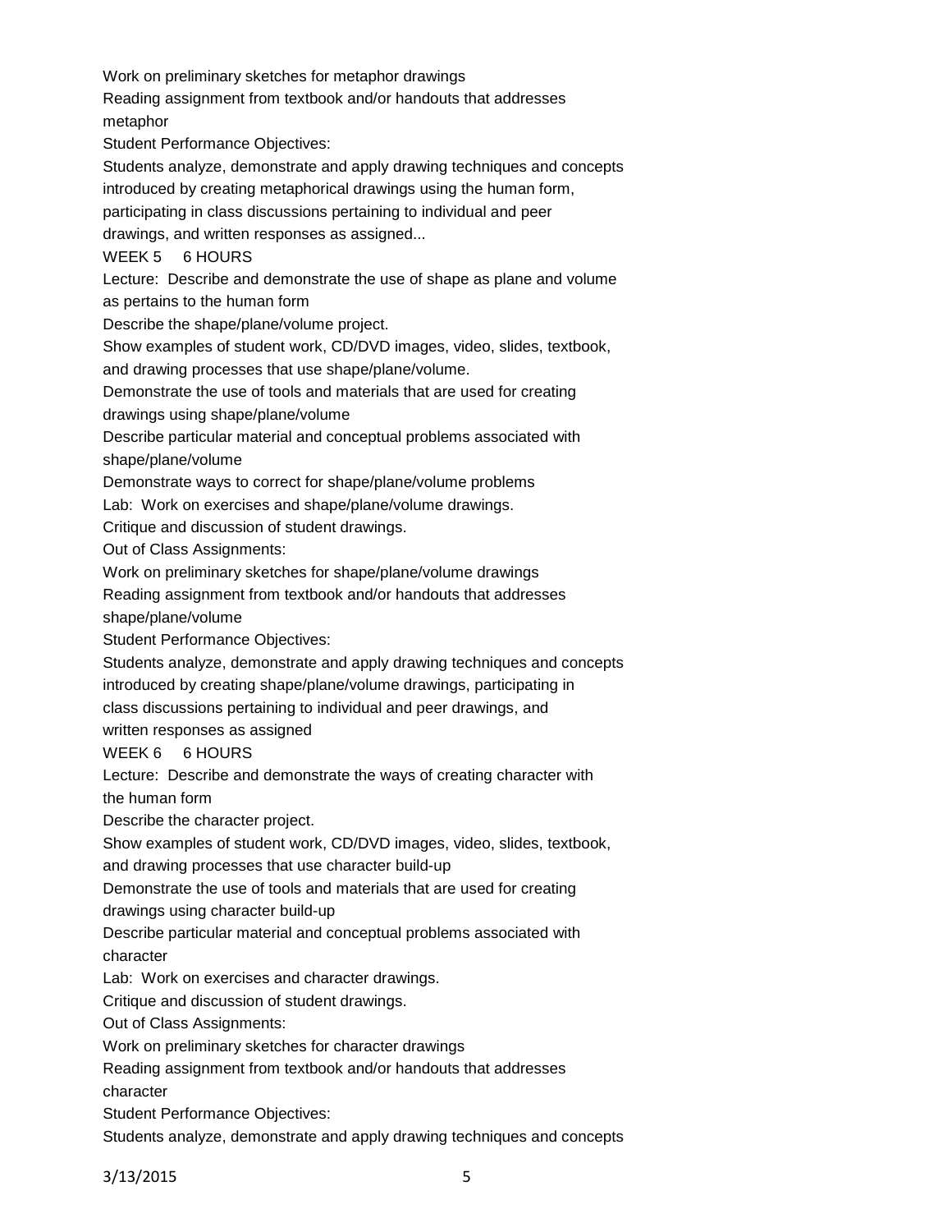Work on preliminary sketches for metaphor drawings
Reading assignment from textbook and/or handouts that addresses metaphor
Student Performance Objectives:
Students analyze, demonstrate and apply drawing techniques and concepts introduced by creating metaphorical drawings using the human form, participating in class discussions pertaining to individual and peer drawings, and written responses as assigned...

WEEK 5     6 HOURS
Lecture: Describe and demonstrate the use of shape as plane and volume as pertains to the human form
Describe the shape/plane/volume project.
Show examples of student work, CD/DVD images, video, slides, textbook, and drawing processes that use shape/plane/volume.
Demonstrate the use of tools and materials that are used for creating drawings using shape/plane/volume
Describe particular material and conceptual problems associated with shape/plane/volume
Demonstrate ways to correct for shape/plane/volume problems
Lab: Work on exercises and shape/plane/volume drawings.
Critique and discussion of student drawings.
Out of Class Assignments:
Work on preliminary sketches for shape/plane/volume drawings
Reading assignment from textbook and/or handouts that addresses shape/plane/volume
Student Performance Objectives:
Students analyze, demonstrate and apply drawing techniques and concepts introduced by creating shape/plane/volume drawings, participating in class discussions pertaining to individual and peer drawings, and written responses as assigned

WEEK 6     6 HOURS
Lecture: Describe and demonstrate the ways of creating character with the human form
Describe the character project.
Show examples of student work, CD/DVD images, video, slides, textbook, and drawing processes that use character build-up
Demonstrate the use of tools and materials that are used for creating drawings using character build-up
Describe particular material and conceptual problems associated with character
Lab: Work on exercises and character drawings.
Critique and discussion of student drawings.
Out of Class Assignments:
Work on preliminary sketches for character drawings
Reading assignment from textbook and/or handouts that addresses character
Student Performance Objectives:
Students analyze, demonstrate and apply drawing techniques and concepts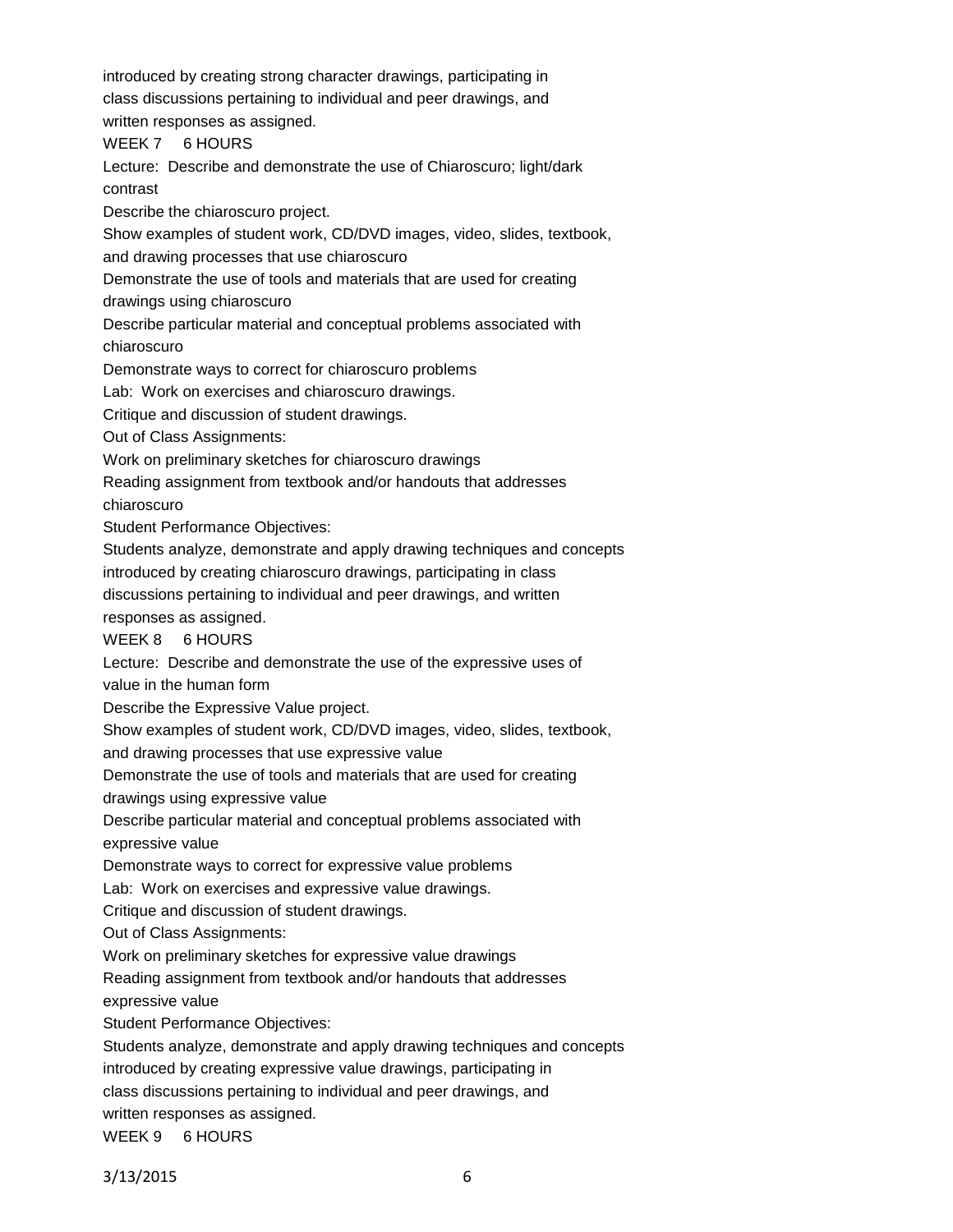introduced by creating strong character drawings, participating in class discussions pertaining to individual and peer drawings, and written responses as assigned.

WEEK 7 6 HOURS

Lecture: Describe and demonstrate the use of Chiaroscuro; light/dark contrast

Describe the chiaroscuro project.

Show examples of student work, CD/DVD images, video, slides, textbook, and drawing processes that use chiaroscuro

Demonstrate the use of tools and materials that are used for creating drawings using chiaroscuro

Describe particular material and conceptual problems associated with chiaroscuro

Demonstrate ways to correct for chiaroscuro problems

Lab: Work on exercises and chiaroscuro drawings.

Critique and discussion of student drawings.

Out of Class Assignments:

Work on preliminary sketches for chiaroscuro drawings

Reading assignment from textbook and/or handouts that addresses chiaroscuro

Student Performance Objectives:

Students analyze, demonstrate and apply drawing techniques and concepts introduced by creating chiaroscuro drawings, participating in class discussions pertaining to individual and peer drawings, and written responses as assigned.

WEEK 8 6 HOURS

Lecture: Describe and demonstrate the use of the expressive uses of value in the human form

Describe the Expressive Value project.

Show examples of student work, CD/DVD images, video, slides, textbook, and drawing processes that use expressive value

Demonstrate the use of tools and materials that are used for creating drawings using expressive value

Describe particular material and conceptual problems associated with expressive value

Demonstrate ways to correct for expressive value problems

Lab: Work on exercises and expressive value drawings.

Critique and discussion of student drawings.

Out of Class Assignments:

Work on preliminary sketches for expressive value drawings

Reading assignment from textbook and/or handouts that addresses expressive value

Student Performance Objectives:

Students analyze, demonstrate and apply drawing techniques and concepts introduced by creating expressive value drawings, participating in class discussions pertaining to individual and peer drawings, and written responses as assigned.

WEEK 9 6 HOURS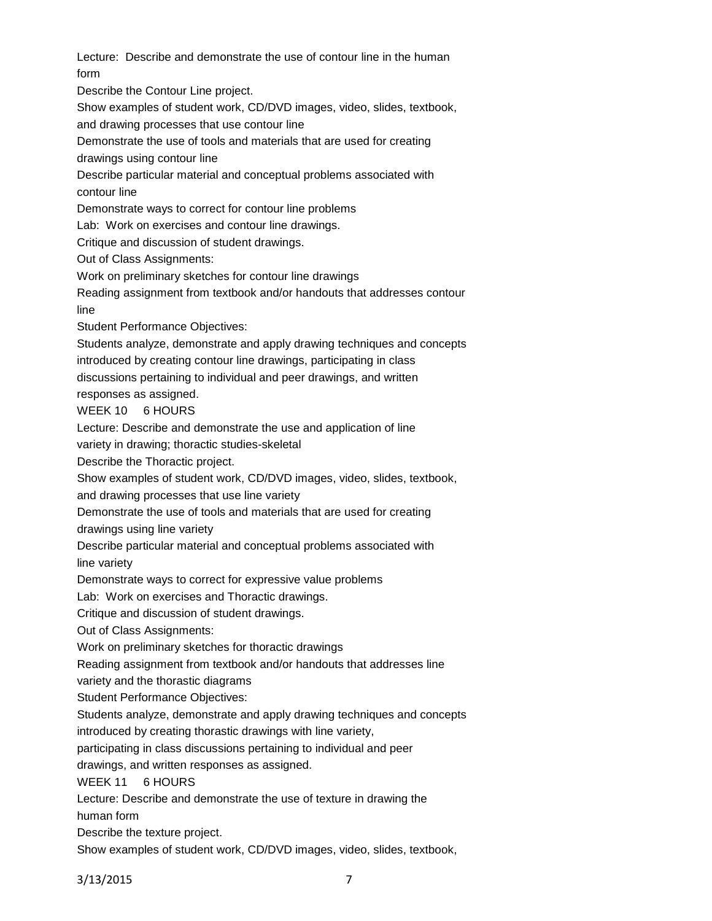Lecture: Describe and demonstrate the use of contour line in the human form

Describe the Contour Line project.

Show examples of student work, CD/DVD images, video, slides, textbook, and drawing processes that use contour line

Demonstrate the use of tools and materials that are used for creating drawings using contour line

Describe particular material and conceptual problems associated with contour line

Demonstrate ways to correct for contour line problems

Lab: Work on exercises and contour line drawings.

Critique and discussion of student drawings.

Out of Class Assignments:

Work on preliminary sketches for contour line drawings

Reading assignment from textbook and/or handouts that addresses contour line

Student Performance Objectives:

Students analyze, demonstrate and apply drawing techniques and concepts introduced by creating contour line drawings, participating in class discussions pertaining to individual and peer drawings, and written responses as assigned.

WEEK 10 6 HOURS

Lecture: Describe and demonstrate the use and application of line variety in drawing; thoractic studies-skeletal

Describe the Thoractic project.

Show examples of student work, CD/DVD images, video, slides, textbook, and drawing processes that use line variety

Demonstrate the use of tools and materials that are used for creating drawings using line variety

Describe particular material and conceptual problems associated with line variety

Demonstrate ways to correct for expressive value problems

Lab: Work on exercises and Thoractic drawings.

Critique and discussion of student drawings.

Out of Class Assignments:

Work on preliminary sketches for thoractic drawings

Reading assignment from textbook and/or handouts that addresses line variety and the thorastic diagrams

Student Performance Objectives:

Students analyze, demonstrate and apply drawing techniques and concepts introduced by creating thorastic drawings with line variety, participating in class discussions pertaining to individual and peer drawings, and written responses as assigned.

WEEK 11 6 HOURS

Lecture: Describe and demonstrate the use of texture in drawing the human form

Describe the texture project.

Show examples of student work, CD/DVD images, video, slides, textbook,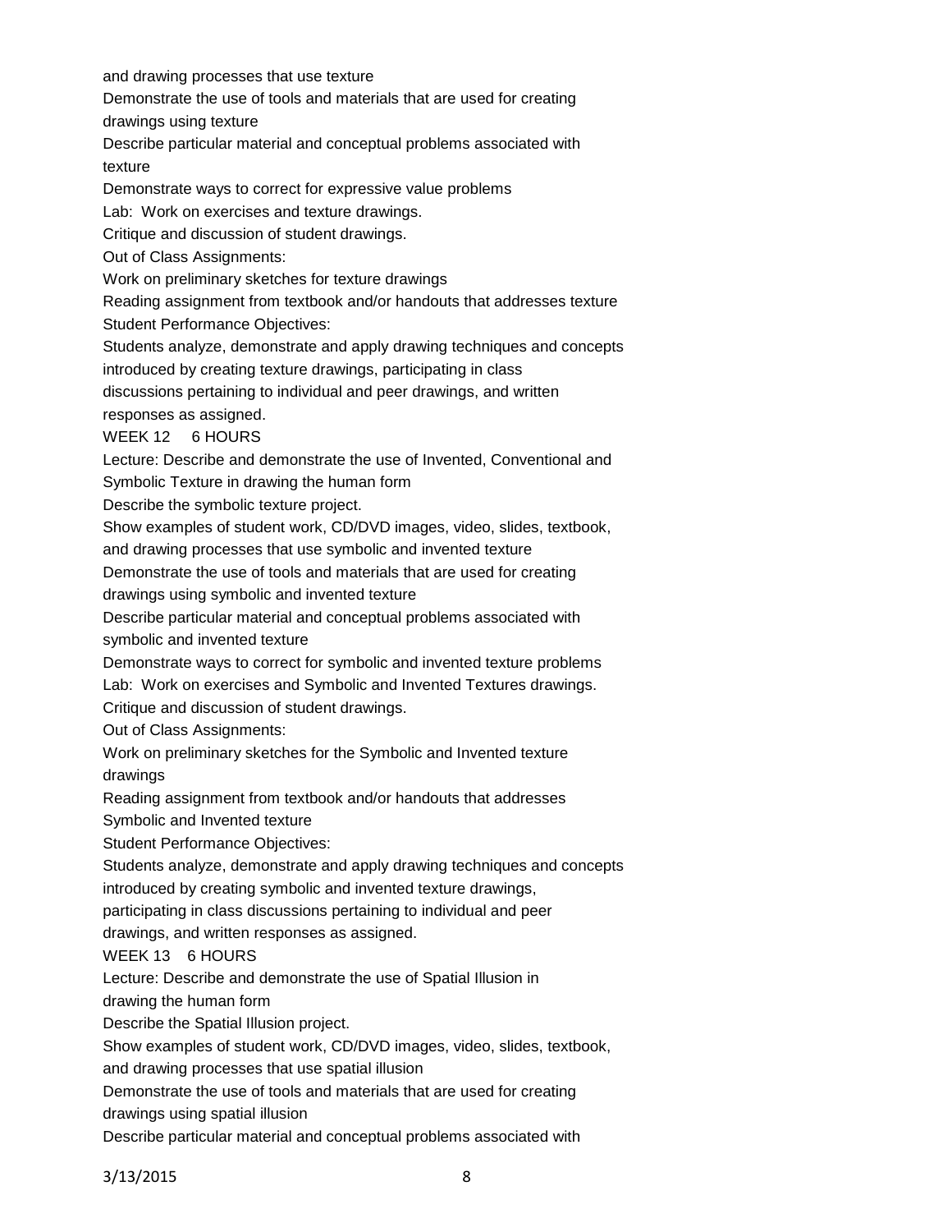and drawing processes that use texture

Demonstrate the use of tools and materials that are used for creating drawings using texture

Describe particular material and conceptual problems associated with texture

Demonstrate ways to correct for expressive value problems

Lab: Work on exercises and texture drawings.

Critique and discussion of student drawings.

Out of Class Assignments:

Work on preliminary sketches for texture drawings

Reading assignment from textbook and/or handouts that addresses texture

Student Performance Objectives:

Students analyze, demonstrate and apply drawing techniques and concepts introduced by creating texture drawings, participating in class discussions pertaining to individual and peer drawings, and written responses as assigned.

WEEK 12 6 HOURS

Lecture: Describe and demonstrate the use of Invented, Conventional and Symbolic Texture in drawing the human form

Describe the symbolic texture project.

Show examples of student work, CD/DVD images, video, slides, textbook, and drawing processes that use symbolic and invented texture

Demonstrate the use of tools and materials that are used for creating drawings using symbolic and invented texture

Describe particular material and conceptual problems associated with symbolic and invented texture

Demonstrate ways to correct for symbolic and invented texture problems

Lab: Work on exercises and Symbolic and Invented Textures drawings.

Critique and discussion of student drawings.

Out of Class Assignments:

Work on preliminary sketches for the Symbolic and Invented texture drawings

Reading assignment from textbook and/or handouts that addresses Symbolic and Invented texture

Student Performance Objectives:

Students analyze, demonstrate and apply drawing techniques and concepts introduced by creating symbolic and invented texture drawings, participating in class discussions pertaining to individual and peer drawings, and written responses as assigned.

WEEK 13 6 HOURS

Lecture: Describe and demonstrate the use of Spatial Illusion in drawing the human form

Describe the Spatial Illusion project.

Show examples of student work, CD/DVD images, video, slides, textbook, and drawing processes that use spatial illusion

Demonstrate the use of tools and materials that are used for creating drawings using spatial illusion

Describe particular material and conceptual problems associated with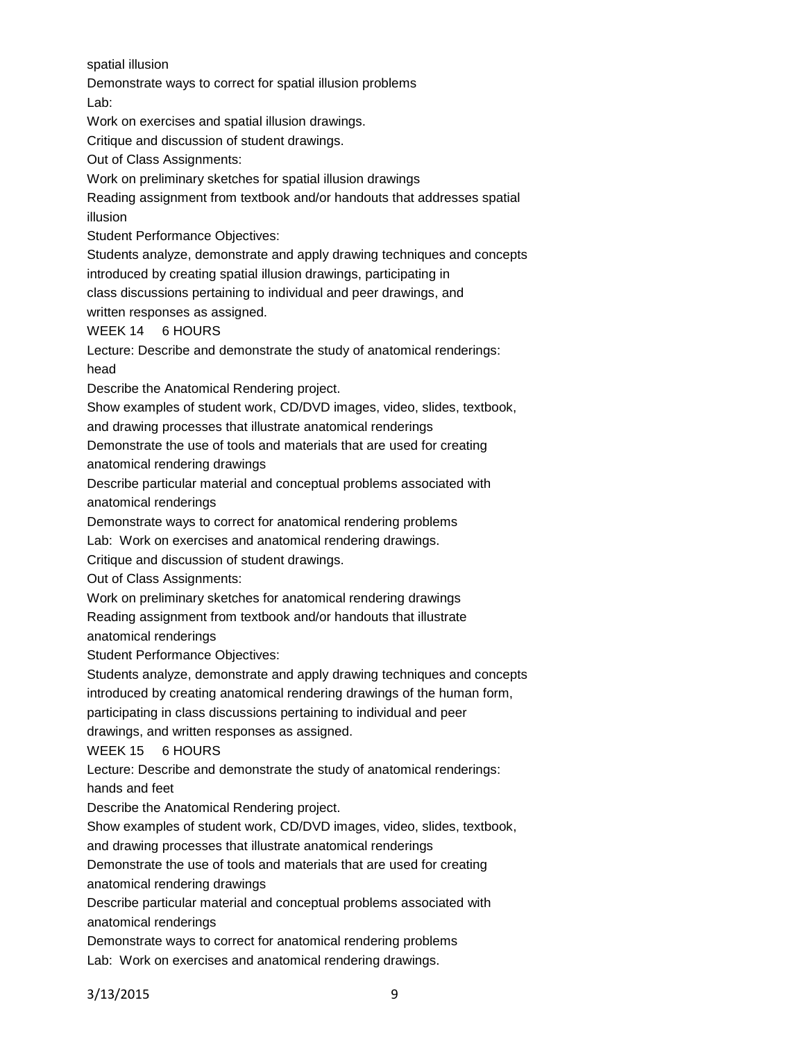spatial illusion

Demonstrate ways to correct for spatial illusion problems

Lab:

Work on exercises and spatial illusion drawings.

Critique and discussion of student drawings.

Out of Class Assignments:

Work on preliminary sketches for spatial illusion drawings

Reading assignment from textbook and/or handouts that addresses spatial illusion

Student Performance Objectives:

Students analyze, demonstrate and apply drawing techniques and concepts introduced by creating spatial illusion drawings, participating in class discussions pertaining to individual and peer drawings, and written responses as assigned.

WEEK 14 6 HOURS

Lecture: Describe and demonstrate the study of anatomical renderings: head

Describe the Anatomical Rendering project.

Show examples of student work, CD/DVD images, video, slides, textbook, and drawing processes that illustrate anatomical renderings

Demonstrate the use of tools and materials that are used for creating anatomical rendering drawings

Describe particular material and conceptual problems associated with anatomical renderings

Demonstrate ways to correct for anatomical rendering problems

Lab: Work on exercises and anatomical rendering drawings.

Critique and discussion of student drawings.

Out of Class Assignments:

Work on preliminary sketches for anatomical rendering drawings

Reading assignment from textbook and/or handouts that illustrate anatomical renderings

Student Performance Objectives:

Students analyze, demonstrate and apply drawing techniques and concepts introduced by creating anatomical rendering drawings of the human form, participating in class discussions pertaining to individual and peer drawings, and written responses as assigned.

WEEK 15 6 HOURS

Lecture: Describe and demonstrate the study of anatomical renderings: hands and feet

Describe the Anatomical Rendering project.

Show examples of student work, CD/DVD images, video, slides, textbook, and drawing processes that illustrate anatomical renderings

Demonstrate the use of tools and materials that are used for creating anatomical rendering drawings

Describe particular material and conceptual problems associated with anatomical renderings

Demonstrate ways to correct for anatomical rendering problems

Lab: Work on exercises and anatomical rendering drawings.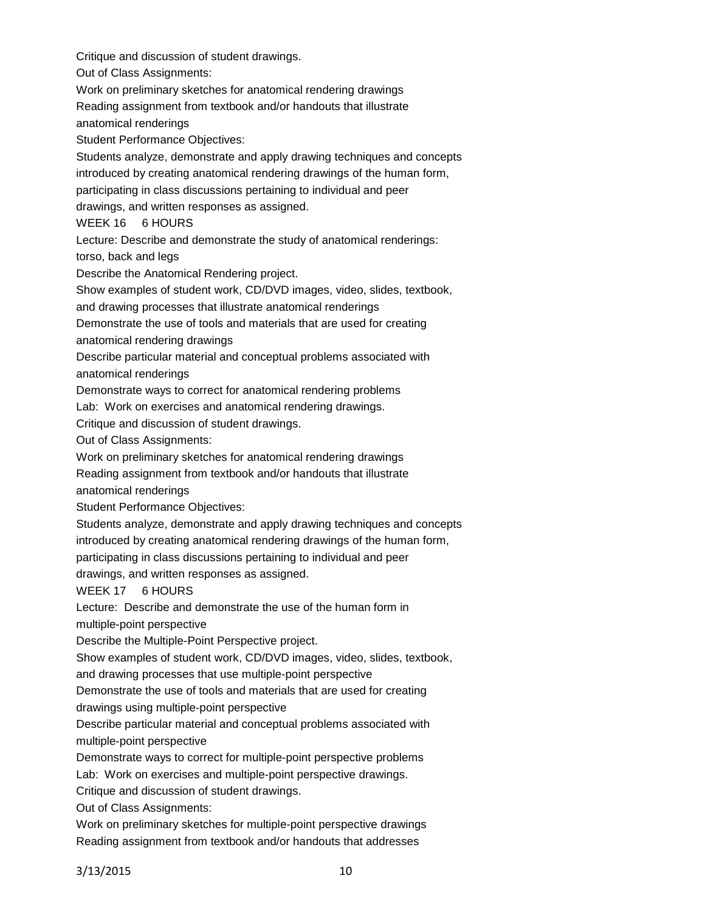Critique and discussion of student drawings.

Out of Class Assignments:

Work on preliminary sketches for anatomical rendering drawings

Reading assignment from textbook and/or handouts that illustrate anatomical renderings

Student Performance Objectives:

Students analyze, demonstrate and apply drawing techniques and concepts introduced by creating anatomical rendering drawings of the human form, participating in class discussions pertaining to individual and peer drawings, and written responses as assigned.

WEEK 16 6 HOURS

Lecture: Describe and demonstrate the study of anatomical renderings: torso, back and legs

Describe the Anatomical Rendering project.

Show examples of student work, CD/DVD images, video, slides, textbook, and drawing processes that illustrate anatomical renderings

Demonstrate the use of tools and materials that are used for creating anatomical rendering drawings

Describe particular material and conceptual problems associated with anatomical renderings

Demonstrate ways to correct for anatomical rendering problems

Lab: Work on exercises and anatomical rendering drawings.

Critique and discussion of student drawings.

Out of Class Assignments:

Work on preliminary sketches for anatomical rendering drawings

Reading assignment from textbook and/or handouts that illustrate anatomical renderings

Student Performance Objectives:

Students analyze, demonstrate and apply drawing techniques and concepts introduced by creating anatomical rendering drawings of the human form, participating in class discussions pertaining to individual and peer drawings, and written responses as assigned.

WEEK 17 6 HOURS

Lecture: Describe and demonstrate the use of the human form in multiple-point perspective

Describe the Multiple-Point Perspective project.

Show examples of student work, CD/DVD images, video, slides, textbook, and drawing processes that use multiple-point perspective

Demonstrate the use of tools and materials that are used for creating drawings using multiple-point perspective

Describe particular material and conceptual problems associated with multiple-point perspective

Demonstrate ways to correct for multiple-point perspective problems

Lab: Work on exercises and multiple-point perspective drawings.

Critique and discussion of student drawings.

Out of Class Assignments:

Work on preliminary sketches for multiple-point perspective drawings

Reading assignment from textbook and/or handouts that addresses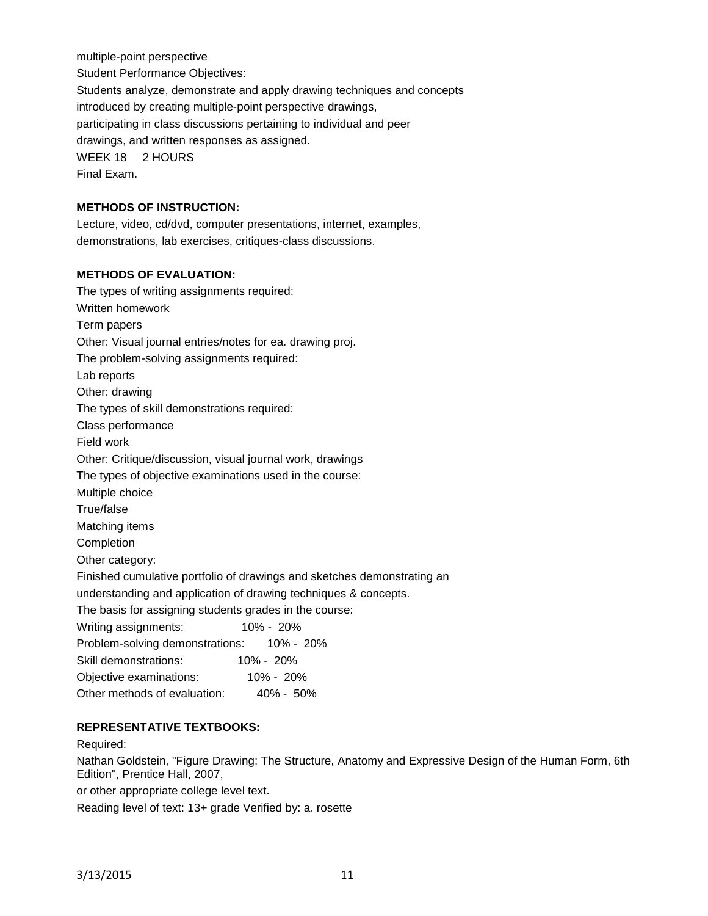multiple-point perspective

Student Performance Objectives:

Students analyze, demonstrate and apply drawing techniques and concepts introduced by creating multiple-point perspective drawings, participating in class discussions pertaining to individual and peer drawings, and written responses as assigned.

WEEK 18 2 HOURS

Final Exam.

**METHODS OF INSTRUCTION:**

Lecture, video, cd/dvd, computer presentations, internet, examples, demonstrations, lab exercises, critiques-class discussions.

**METHODS OF EVALUATION:**

The types of writing assignments required:

Written homework

Term papers

Other: Visual journal entries/notes for ea. drawing proj.

The problem-solving assignments required:

Lab reports

Other: drawing

The types of skill demonstrations required:

Class performance

Field work

Other: Critique/discussion, visual journal work, drawings

The types of objective examinations used in the course:

Multiple choice

True/false

Matching items

Completion

Other category:

Finished cumulative portfolio of drawings and sketches demonstrating an understanding and application of drawing techniques & concepts.

The basis for assigning students grades in the course:

| | |
|---|---|
| Writing assignments: | 10% - 20% |
| Problem-solving demonstrations: | 10% - 20% |
| Skill demonstrations: | 10% - 20% |
| Objective examinations: | 10% - 20% |
| Other methods of evaluation: | 40% - 50% |

**REPRESENTATIVE TEXTBOOKS:**

Required:

Nathan Goldstein, "Figure Drawing: The Structure, Anatomy and Expressive Design of the Human Form, 6th Edition", Prentice Hall, 2007,

or other appropriate college level text.

Reading level of text: 13+ grade Verified by: a. rosette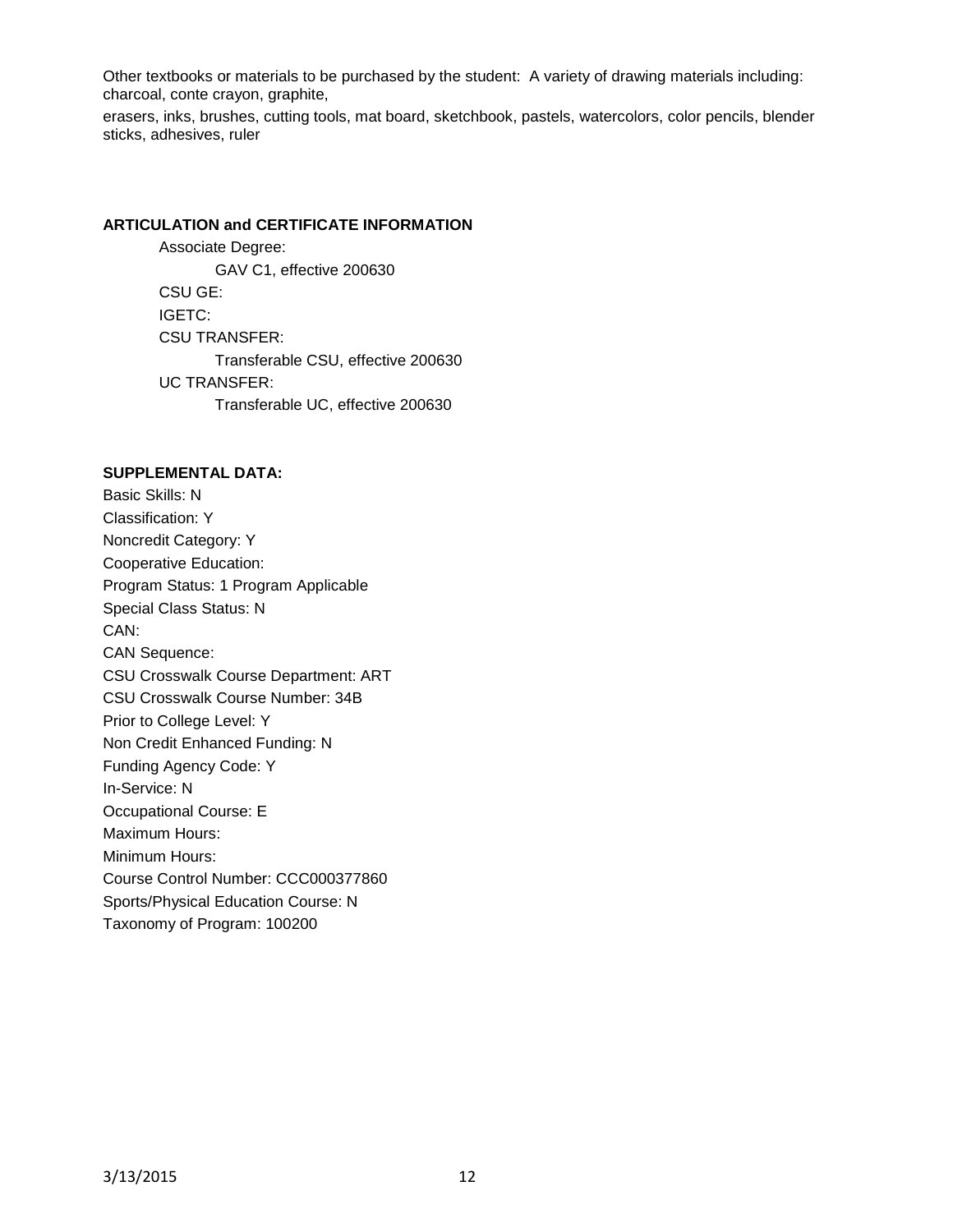Other textbooks or materials to be purchased by the student: A variety of drawing materials including: charcoal, conte crayon, graphite,

erasers, inks, brushes, cutting tools, mat board, sketchbook, pastels, watercolors, color pencils, blender sticks, adhesives, ruler

**ARTICULATION and CERTIFICATE INFORMATION**

Associate Degree:
GAV C1, effective 200630

CSU GE:

IGETC:

CSU TRANSFER:
Transferable CSU, effective 200630

UC TRANSFER:
Transferable UC, effective 200630

**SUPPLEMENTAL DATA:**

Basic Skills: N
Classification: Y
Noncredit Category: Y
Cooperative Education:
Program Status: 1 Program Applicable
Special Class Status: N
CAN:
CAN Sequence:
CSU Crosswalk Course Department: ART
CSU Crosswalk Course Number: 34B
Prior to College Level: Y
Non Credit Enhanced Funding: N
Funding Agency Code: Y
In-Service: N
Occupational Course: E
Maximum Hours:
Minimum Hours:
Course Control Number: CCC000377860
Sports/Physical Education Course: N
Taxonomy of Program: 100200